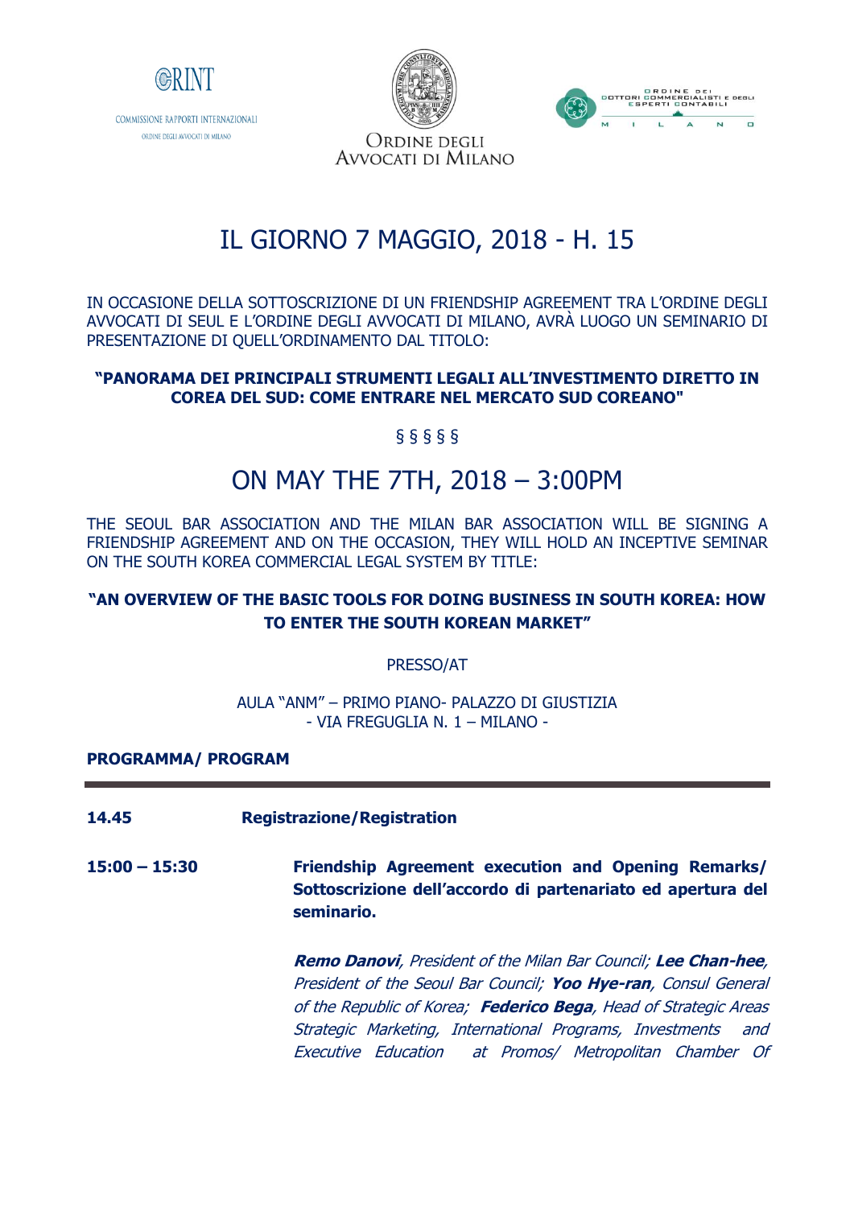ORINT

COMMISSIONE RAPPORTI INTERNAZIONALI
ORDINE DEGLI AVVOCATI DI MILANO

ORDINE DEGLI AVVOCATI DI MILANO

ORDINE DEI DOTTORI COMMERCIALISTI E DEGLI ESPERTI CONTABILI M I L A N O

# IL GIORNO 7 MAGGIO, 2018 - H. 15

IN OCCASIONE DELLA SOTTOSCRIZIONE DI UN FRIENDSHIP AGREEMENT TRA L'ORDINE DEGLI AVVOCATI DI SEUL E L'ORDINE DEGLI AVVOCATI DI MILANO, AVRÀ LUOGO UN SEMINARIO DI PRESENTAZIONE DI QUELL'ORDINAMENTO DAL TITOLO:

**"PANORAMA DEI PRINCIPALI STRUMENTI LEGALI ALL'INVESTIMENTO DIRETTO IN COREA DEL SUD: COME ENTRARE NEL MERCATO SUD COREANO"**

§ § § § §

# ON MAY THE 7TH, 2018 – 3:00PM

THE SEOUL BAR ASSOCIATION AND THE MILAN BAR ASSOCIATION WILL BE SIGNING A FRIENDSHIP AGREEMENT AND ON THE OCCASION, THEY WILL HOLD AN INCEPTIVE SEMINAR ON THE SOUTH KOREA COMMERCIAL LEGAL SYSTEM BY TITLE:

**"AN OVERVIEW OF THE BASIC TOOLS FOR DOING BUSINESS IN SOUTH KOREA: HOW TO ENTER THE SOUTH KOREAN MARKET"**

PRESSO/AT

AULA "ANM" – PRIMO PIANO- PALAZZO DI GIUSTIZIA
- VIA FREGUGLIA N. 1 – MILANO -

**PROGRAMMA/ PROGRAM**

---

**14.45** **Registrazione/Registration**

**15:00 – 15:30** **Friendship Agreement execution and Opening Remarks/ Sottoscrizione dell'accordo di partenariato ed apertura del seminario.**

***Remo Danovi****, President of the Milan Bar Council;* ***Lee Chan-hee****, President of the Seoul Bar Council;* ***Yoo Hye-ran****, Consul General of the Republic of Korea;* ***Federico Bega****, Head of Strategic Areas Strategic Marketing, International Programs, Investments and Executive Education at Promos/ Metropolitan Chamber Of*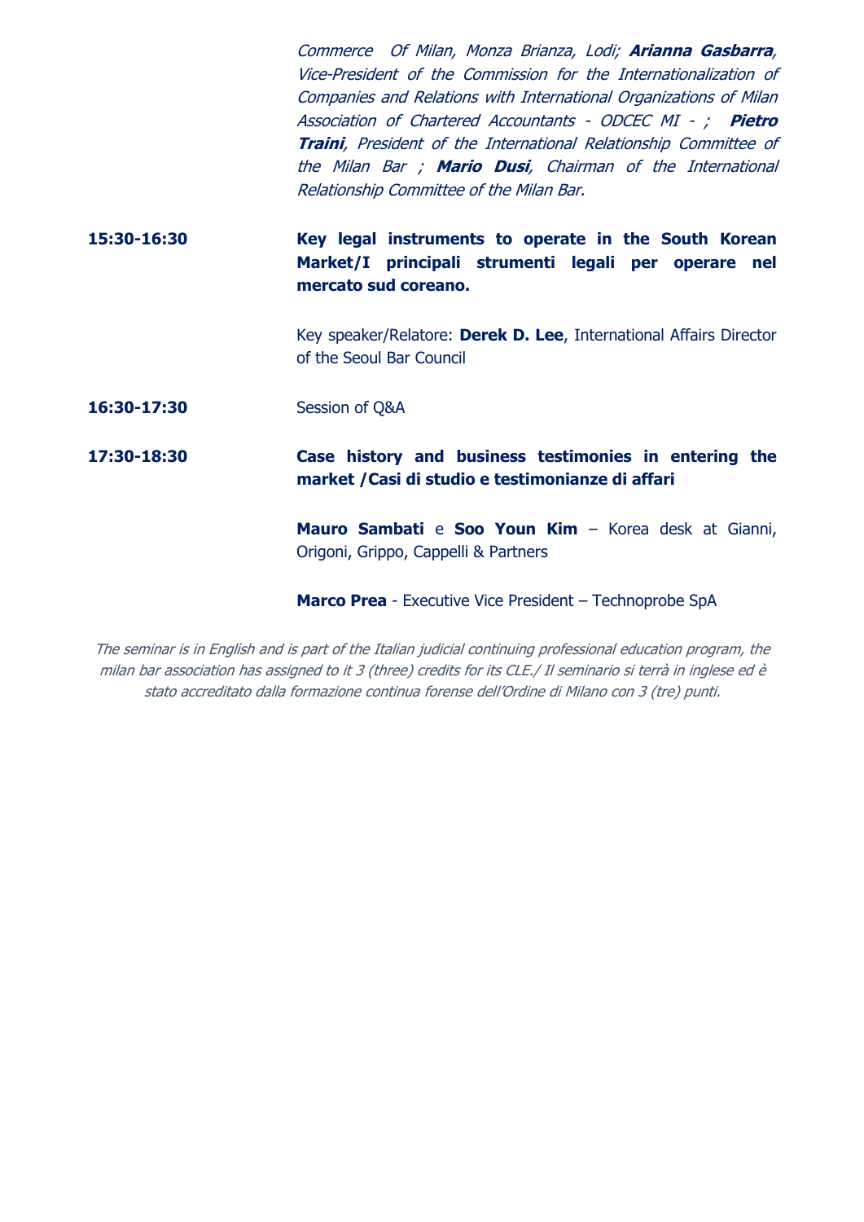*Commerce Of Milan, Monza Brianza, Lodi; **Arianna Gasbarra**, Vice-President of the Commission for the Internationalization of Companies and Relations with International Organizations of Milan Association of Chartered Accountants - ODCEC MI - ; **Pietro Traini**, President of the International Relationship Committee of the Milan Bar ; **Mario Dusi**, Chairman of the International Relationship Committee of the Milan Bar.*

**15:30-16:30** **Key legal instruments to operate in the South Korean Market/I principali strumenti legali per operare nel mercato sud coreano.**

Key speaker/Relatore: **Derek D. Lee**, International Affairs Director of the Seoul Bar Council

**16:30-17:30** Session of Q&A

**17:30-18:30** **Case history and business testimonies in entering the market /Casi di studio e testimonianze di affari**

**Mauro Sambati** e **Soo Youn Kim** – Korea desk at Gianni, Origoni, Grippo, Cappelli & Partners

**Marco Prea** - Executive Vice President – Technoprobe SpA

*The seminar is in English and is part of the Italian judicial continuing professional education program, the milan bar association has assigned to it 3 (three) credits for its CLE./ Il seminario si terrà in inglese ed è stato accreditato dalla formazione continua forense dell'Ordine di Milano con 3 (tre) punti.*